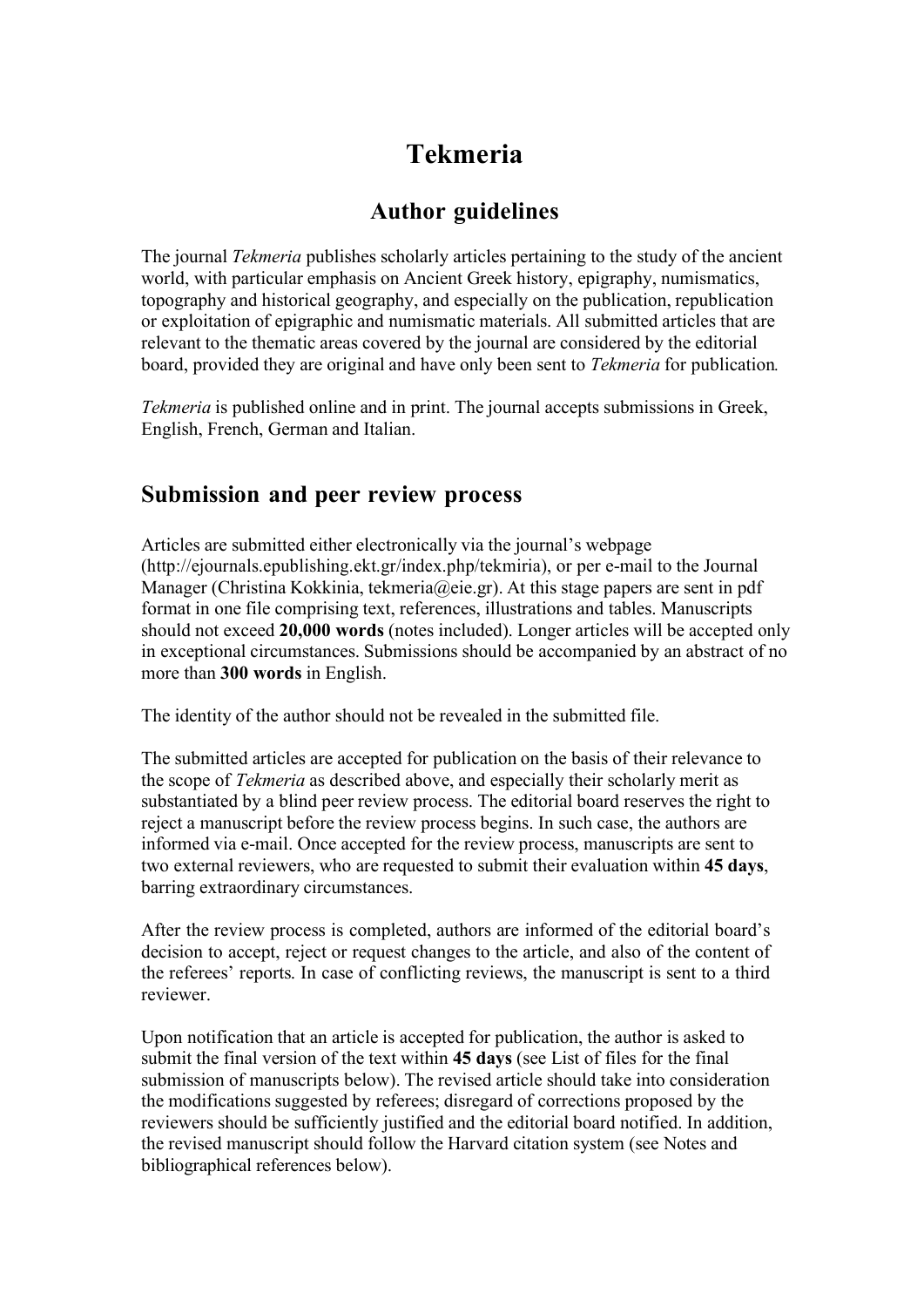# Tekmeria

## Author guidelines

The journal *Tekmeria* publishes scholarly articles pertaining to the study of the ancient world, with particular emphasis on Ancient Greek history, epigraphy, numismatics, topography and historical geography, and especially on the publication, republication or exploitation of epigraphic and numismatic materials. All submitted articles that are relevant to the thematic areas covered by the journal are considered by the editorial board, provided they are original and have only been sent to *Tekmeria* for publication*.*

*Tekmeria* is published online and in print. The journal accepts submissions in Greek, English, French, German and Italian.

## Submission and peer review process

Articles are submitted either electronically via the journal's webpage (http://ejournals.epublishing.ekt.gr/index.php/tekmiria), or per e-mail to the Journal Manager (Christina Kokkinia, tekmeria@eie.gr). At this stage papers are sent in pdf format in one file comprising text, references, illustrations and tables. Manuscripts should not exceed **20,000 words** (notes included). Longer articles will be accepted only in exceptional circumstances. Submissions should be accompanied by an abstract of no more than **300 words** in English.

The identity of the author should not be revealed in the submitted file.

The submitted articles are accepted for publication on the basis of their relevance to the scope of *Tekmeria* as described above, and especially their scholarly merit as substantiated by a blind peer review process. The editorial board reserves the right to reject a manuscript before the review process begins. In such case, the authors are informed via e-mail. Once accepted for the review process, manuscripts are sent to two external reviewers, who are requested to submit their evaluation within **45 days**, barring extraordinary circumstances.

After the review process is completed, authors are informed of the editorial board's decision to accept, reject or request changes to the article, and also of the content of the referees' reports. In case of conflicting reviews, the manuscript is sent to a third reviewer.

Upon notification that an article is accepted for publication, the author is asked to submit the final version of the text within **45 days** (see List of files for the final submission of manuscripts below). The revised article should take into consideration the modifications suggested by referees; disregard of corrections proposed by the reviewers should be sufficiently justified and the editorial board notified. In addition, the revised manuscript should follow the Harvard citation system (see Notes and bibliographical references below).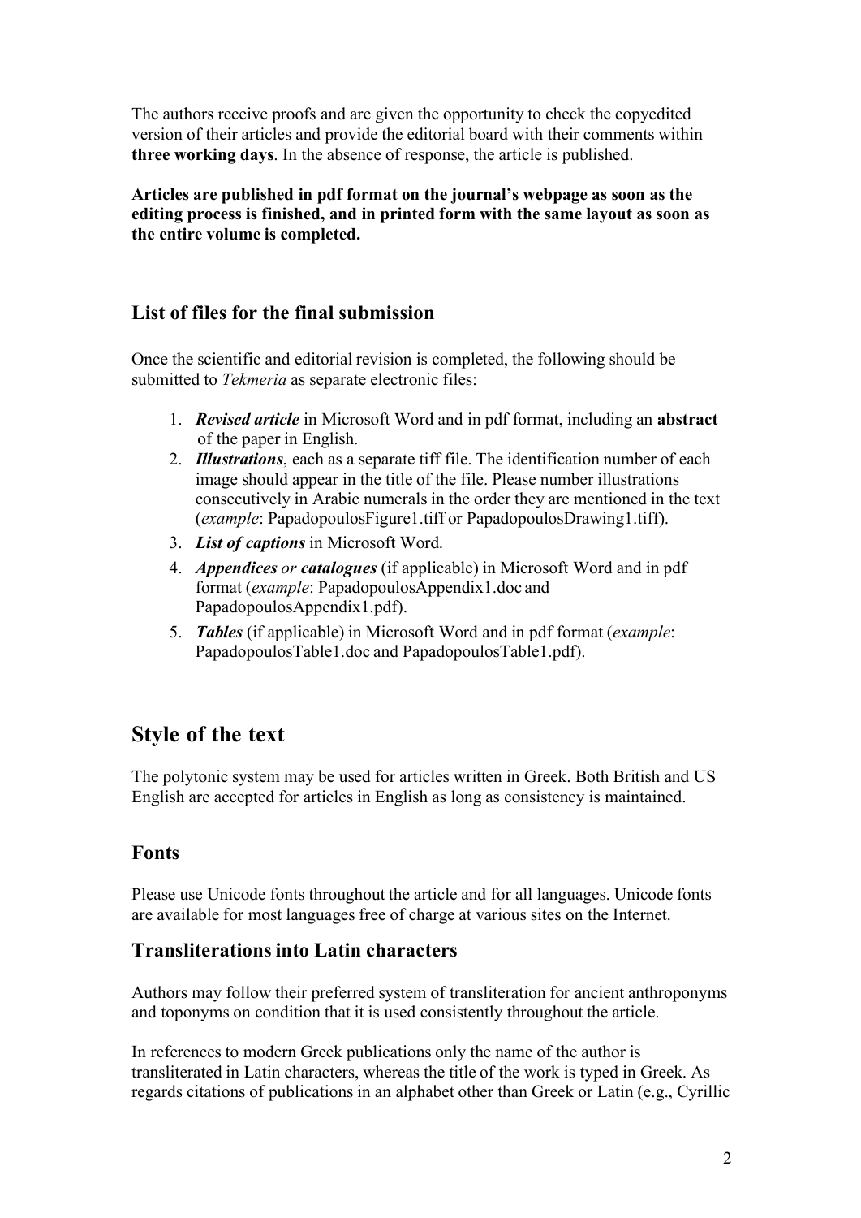The authors receive proofs and are given the opportunity to check the copyedited version of their articles and provide the editorial board with their comments within **three working days**. In the absence of response, the article is published.

**Articles are published in pdf format on the journal's webpage as soon as the editing process is finished, and in printed form with the same layout as soon as the entire volume is completed.**

### List of files for the final submission

Once the scientific and editorial revision is completed, the following should be submitted to *Tekmeria* as separate electronic files:

1. ***Revised article*** in Microsoft Word and in pdf format, including an **abstract** of the paper in English.
2. ***Illustrations***, each as a separate tiff file. The identification number of each image should appear in the title of the file. Please number illustrations consecutively in Arabic numerals in the order they are mentioned in the text (*example*: PapadopoulosFigure1.tiff or PapadopoulosDrawing1.tiff).
3. ***List of captions*** in Microsoft Word.
4. ***Appendices*** *or* ***catalogues*** (if applicable) in Microsoft Word and in pdf format (*example*: PapadopoulosAppendix1.doc and PapadopoulosAppendix1.pdf).
5. ***Tables*** (if applicable) in Microsoft Word and in pdf format (*example*: PapadopoulosTable1.doc and PapadopoulosTable1.pdf).

## Style of the text

The polytonic system may be used for articles written in Greek. Both British and US English are accepted for articles in English as long as consistency is maintained.

### Fonts

Please use Unicode fonts throughout the article and for all languages. Unicode fonts are available for most languages free of charge at various sites on the Internet.

### Transliterations into Latin characters

Authors may follow their preferred system of transliteration for ancient anthroponyms and toponyms on condition that it is used consistently throughout the article.

In references to modern Greek publications only the name of the author is transliterated in Latin characters, whereas the title of the work is typed in Greek. As regards citations of publications in an alphabet other than Greek or Latin (e.g., Cyrillic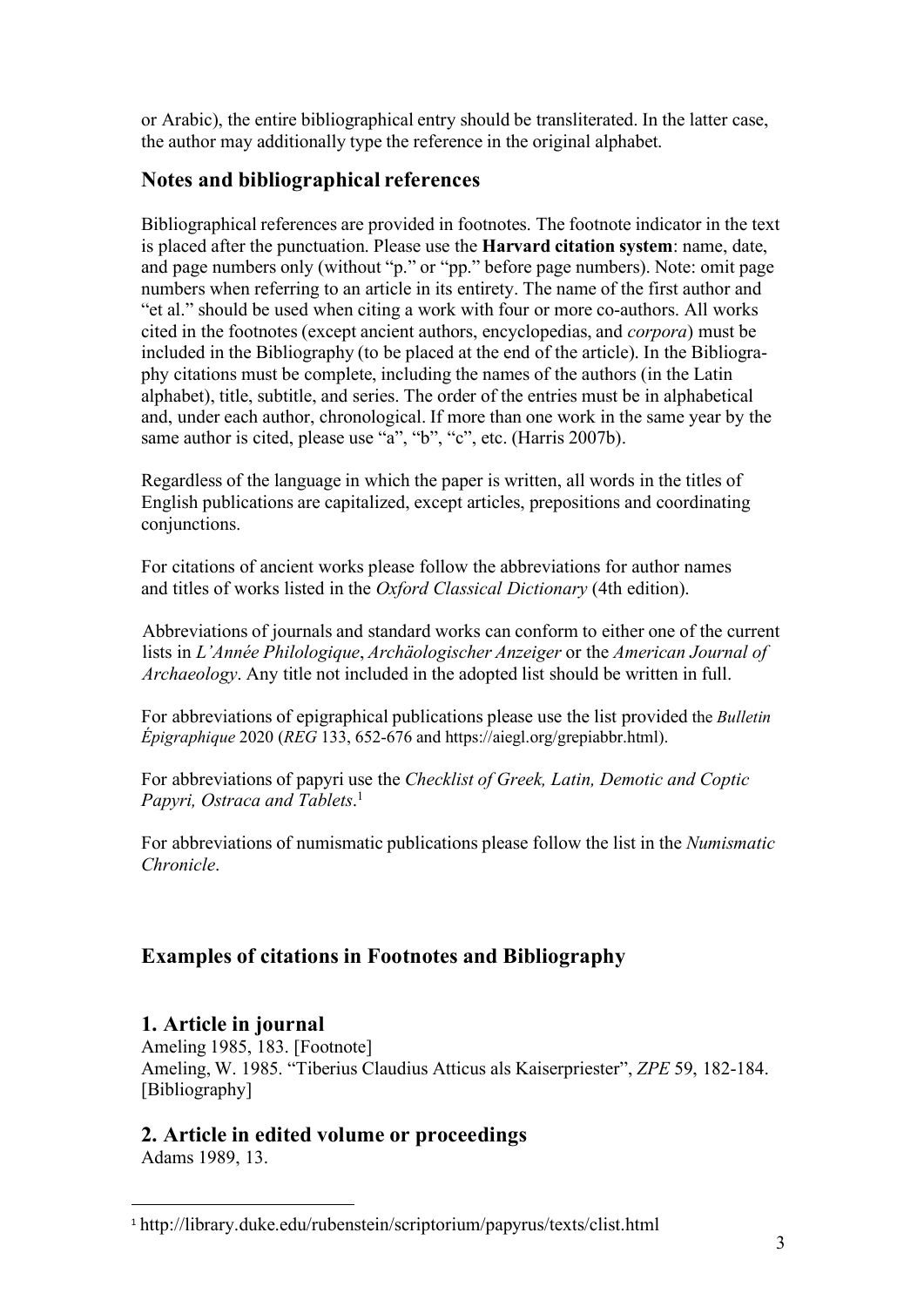or Arabic), the entire bibliographical entry should be transliterated. In the latter case, the author may additionally type the reference in the original alphabet.

## Notes and bibliographical references

Bibliographical references are provided in footnotes. The footnote indicator in the text is placed after the punctuation. Please use the **Harvard citation system**: name, date, and page numbers only (without "p." or "pp." before page numbers). Note: omit page numbers when referring to an article in its entirety. The name of the first author and "et al." should be used when citing a work with four or more co-authors. All works cited in the footnotes (except ancient authors, encyclopedias, and *corpora*) must be included in the Bibliography (to be placed at the end of the article). In the Bibliography citations must be complete, including the names of the authors (in the Latin alphabet), title, subtitle, and series. The order of the entries must be in alphabetical and, under each author, chronological. If more than one work in the same year by the same author is cited, please use "a", "b", "c", etc. (Harris 2007b).

Regardless of the language in which the paper is written, all words in the titles of English publications are capitalized, except articles, prepositions and coordinating conjunctions.

For citations of ancient works please follow the abbreviations for author names and titles of works listed in the *Oxford Classical Dictionary* (4th edition).

Abbreviations of journals and standard works can conform to either one of the current lists in *L'Année Philologique*, *Archäologischer Anzeiger* or the *American Journal of Archaeology*. Any title not included in the adopted list should be written in full.

For abbreviations of epigraphical publications please use the list provided the *Bulletin Épigraphique* 2020 (*REG* 133, 652-676 and https://aiegl.org/grepiabbr.html).

For abbreviations of papyri use the *Checklist of Greek, Latin, Demotic and Coptic Papyri, Ostraca and Tablets*.[1]

For abbreviations of numismatic publications please follow the list in the *Numismatic Chronicle*.

## Examples of citations in Footnotes and Bibliography

### 1. Article in journal

Ameling 1985, 183. [Footnote]
Ameling, W. 1985. "Tiberius Claudius Atticus als Kaiserpriester", *ZPE* 59, 182-184. [Bibliography]

### 2. Article in edited volume or proceedings

Adams 1989, 13.

[1] http://library.duke.edu/rubenstein/scriptorium/papyrus/texts/clist.html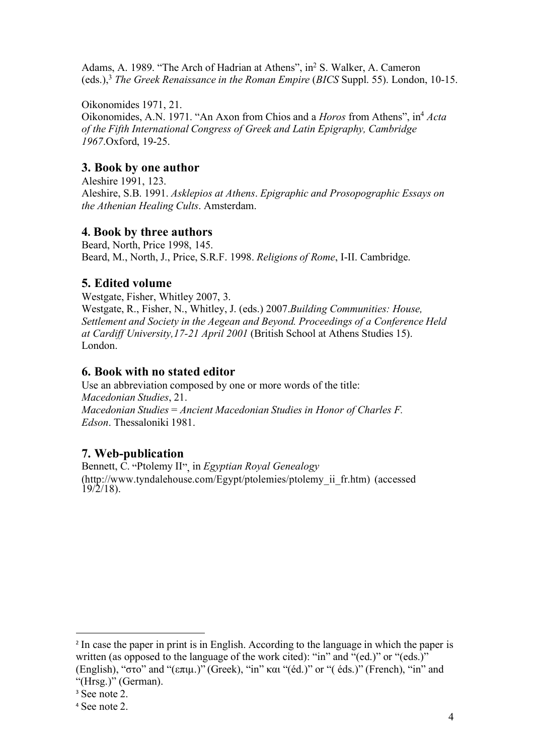Adams, A. 1989. "The Arch of Hadrian at Athens", in[2] S. Walker, A. Cameron (eds.),[3] *The Greek Renaissance in the Roman Empire* (*BICS* Suppl. 55). London, 10-15.

Oikonomides 1971, 21.
Oikonomides, A.N. 1971. "An Axon from Chios and a *Horos* from Athens", in[4] *Acta of the Fifth International Congress of Greek and Latin Epigraphy, Cambridge 1967*.Oxford, 19-25.

### 3. Book by one author

Aleshire 1991, 123.
Aleshire, S.B. 1991. *Asklepios at Athens*. *Epigraphic and Prosopographic Essays on the Athenian Healing Cults*. Amsterdam.

### 4. Book by three authors

Beard, North, Price 1998, 145.
Beard, M., North, J., Price, S.R.F. 1998. *Religions of Rome*, I-II. Cambridge.

### 5. Edited volume

Westgate, Fisher, Whitley 2007, 3.
Westgate, R., Fisher, N., Whitley, J. (eds.) 2007.*Building Communities: House, Settlement and Society in the Aegean and Beyond. Proceedings of a Conference Held at Cardiff University,17-21 April 2001* (British School at Athens Studies 15). London.

### 6. Book with no stated editor

Use an abbreviation composed by one or more words of the title:
*Macedonian Studies*, 21.
*Macedonian Studies* = *Ancient Macedonian Studies in Honor of Charles F. Edson*. Thessaloniki 1981.

### 7. Web-publication

Bennett, C. "Ptolemy II", in *Egyptian Royal Genealogy* (http://www.tyndalehouse.com/Egypt/ptolemies/ptolemy_ii_fr.htm) (accessed 19/2/18).

---

[2] In case the paper in print is in English. According to the language in which the paper is written (as opposed to the language of the work cited): "in" and "(ed.)" or "(eds.)" (English), "στο" and "(επιμ.)" (Greek), "in" και "(éd.)" or "( éds.)" (French), "in" and "(Hrsg.)" (German).

[3] See note 2.

[4] See note 2.